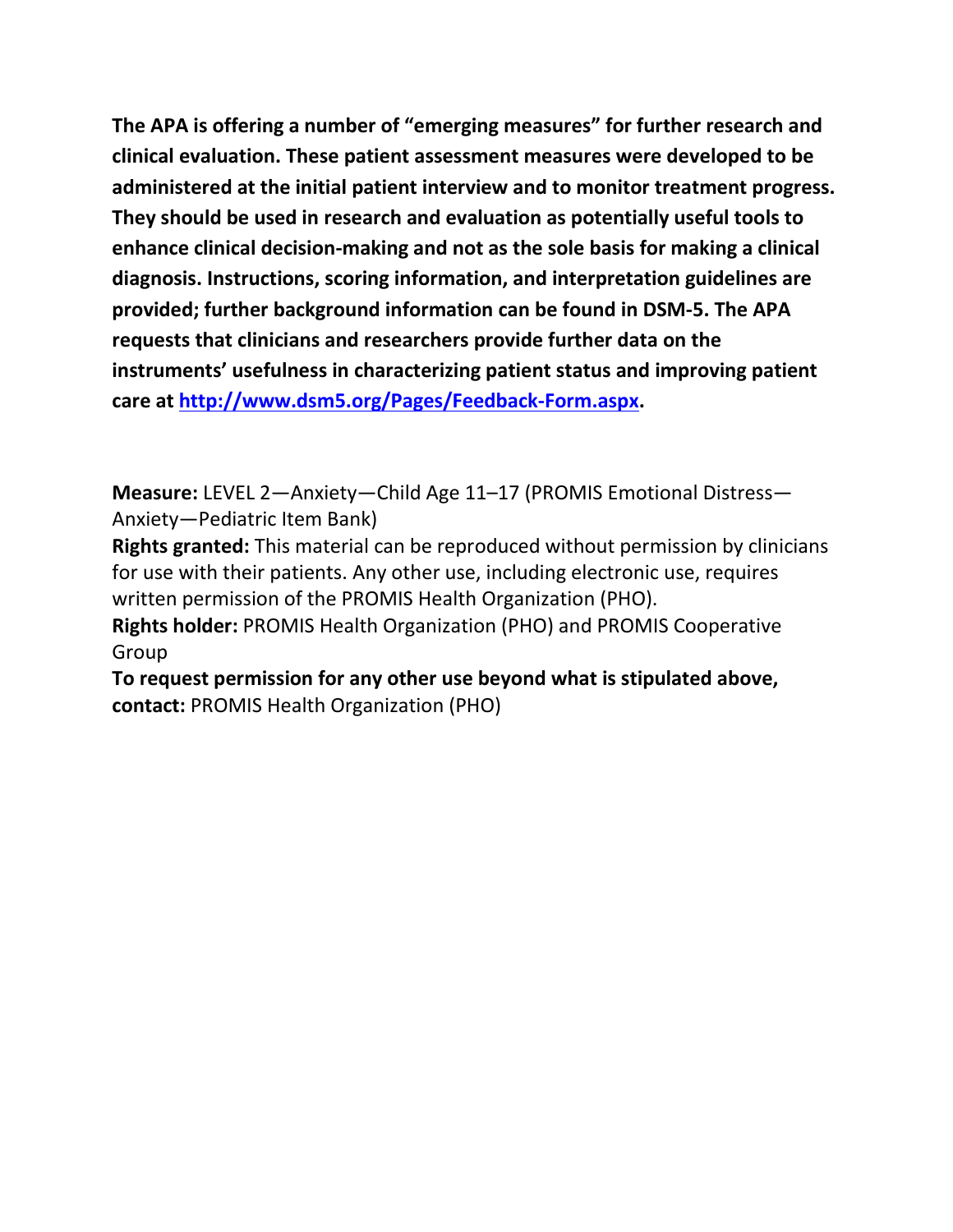**The APA is offering a number of "emerging measures" for further research and clinical evaluation. These patient assessment measures were developed to be administered at the initial patient interview and to monitor treatment progress. They should be used in research and evaluation as potentially useful tools to enhance clinical decision-making and not as the sole basis for making a clinical diagnosis. Instructions, scoring information, and interpretation guidelines are provided; further background information can be found in DSM-5. The APA requests that clinicians and researchers provide further data on the instruments' usefulness in characterizing patient status and improving patient care at [http://www.dsm5.org/Pages/Feedback-Form.aspx](http://www.dsm5.org/Pages/Feedback-Form.aspx).**

**Measure:** LEVEL 2—Anxiety—Child Age 11–17 (PROMIS Emotional Distress—Anxiety—Pediatric Item Bank)

**Rights granted:** This material can be reproduced without permission by clinicians for use with their patients. Any other use, including electronic use, requires written permission of the PROMIS Health Organization (PHO).

**Rights holder:** PROMIS Health Organization (PHO) and PROMIS Cooperative Group

**To request permission for any other use beyond what is stipulated above, contact:** PROMIS Health Organization (PHO)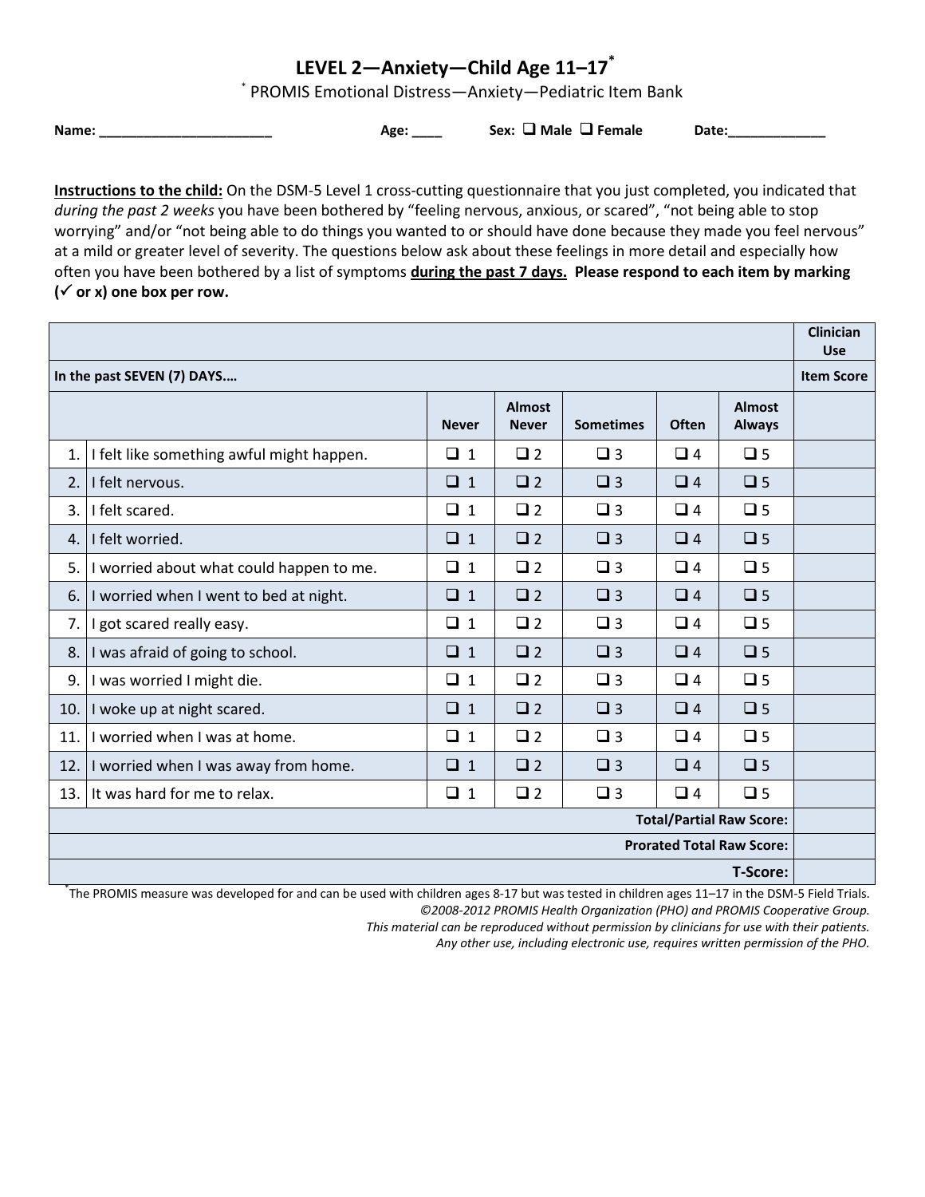# LEVEL 2—Anxiety—Child Age 11–17*

\* PROMIS Emotional Distress—Anxiety—Pediatric Item Bank

**Name:** _______________________ **Age:** ____ **Sex:** ❑ Male ❑ Female **Date:**_____________

**<u>Instructions to the child:</u>** On the DSM-5 Level 1 cross-cutting questionnaire that you just completed, you indicated that *during the past 2 weeks* you have been bothered by "feeling nervous, anxious, or scared", "not being able to stop worrying" and/or "not being able to do things you wanted to or should have done because they made you feel nervous" at a mild or greater level of severity. The questions below ask about these feelings in more detail and especially how often you have been bothered by a list of symptoms **<u>during the past 7 days.</u> Please respond to each item by marking (✓ or x) one box per row.**

| | | | | | | | Clinician Use |
|---|---|---|---|---|---|---|---|
| **In the past SEVEN (7) DAYS….** | | | | | | | **Item Score** |
| | | **Never** | **Almost Never** | **Sometimes** | **Often** | **Almost Always** | |
| 1. | I felt like something awful might happen. | ❑ 1 | ❑ 2 | ❑ 3 | ❑ 4 | ❑ 5 | |
| 2. | I felt nervous. | ❑ 1 | ❑ 2 | ❑ 3 | ❑ 4 | ❑ 5 | |
| 3. | I felt scared. | ❑ 1 | ❑ 2 | ❑ 3 | ❑ 4 | ❑ 5 | |
| 4. | I felt worried. | ❑ 1 | ❑ 2 | ❑ 3 | ❑ 4 | ❑ 5 | |
| 5. | I worried about what could happen to me. | ❑ 1 | ❑ 2 | ❑ 3 | ❑ 4 | ❑ 5 | |
| 6. | I worried when I went to bed at night. | ❑ 1 | ❑ 2 | ❑ 3 | ❑ 4 | ❑ 5 | |
| 7. | I got scared really easy. | ❑ 1 | ❑ 2 | ❑ 3 | ❑ 4 | ❑ 5 | |
| 8. | I was afraid of going to school. | ❑ 1 | ❑ 2 | ❑ 3 | ❑ 4 | ❑ 5 | |
| 9. | I was worried I might die. | ❑ 1 | ❑ 2 | ❑ 3 | ❑ 4 | ❑ 5 | |
| 10. | I woke up at night scared. | ❑ 1 | ❑ 2 | ❑ 3 | ❑ 4 | ❑ 5 | |
| 11. | I worried when I was at home. | ❑ 1 | ❑ 2 | ❑ 3 | ❑ 4 | ❑ 5 | |
| 12. | I worried when I was away from home. | ❑ 1 | ❑ 2 | ❑ 3 | ❑ 4 | ❑ 5 | |
| 13. | It was hard for me to relax. | ❑ 1 | ❑ 2 | ❑ 3 | ❑ 4 | ❑ 5 | |
| | | | | | | **Total/Partial Raw Score:** | |
| | | | | | | **Prorated Total Raw Score:** | |
| | | | | | | **T-Score:** | |

\*The PROMIS measure was developed for and can be used with children ages 8-17 but was tested in children ages 11–17 in the DSM-5 Field Trials.

*©2008-2012 PROMIS Health Organization (PHO) and PROMIS Cooperative Group.*

*This material can be reproduced without permission by clinicians for use with their patients.*

*Any other use, including electronic use, requires written permission of the PHO.*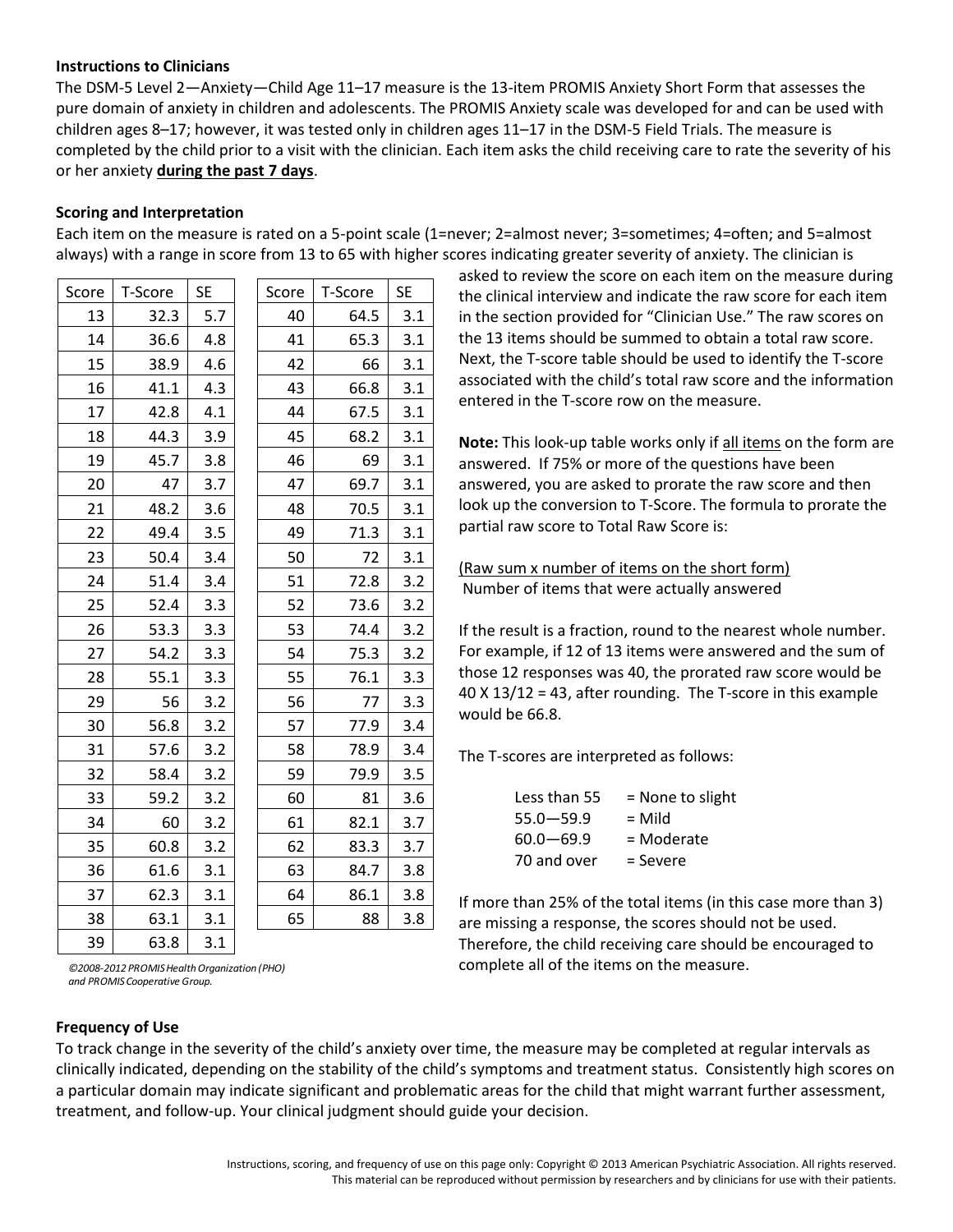**Instructions to Clinicians**

The DSM-5 Level 2—Anxiety—Child Age 11–17 measure is the 13-item PROMIS Anxiety Short Form that assesses the pure domain of anxiety in children and adolescents. The PROMIS Anxiety scale was developed for and can be used with children ages 8–17; however, it was tested only in children ages 11–17 in the DSM-5 Field Trials. The measure is completed by the child prior to a visit with the clinician. Each item asks the child receiving care to rate the severity of his or her anxiety **during the past 7 days**.

**Scoring and Interpretation**

Each item on the measure is rated on a 5-point scale (1=never; 2=almost never; 3=sometimes; 4=often; and 5=almost always) with a range in score from 13 to 65 with higher scores indicating greater severity of anxiety. The clinician is asked to review the score on each item on the measure during the clinical interview and indicate the raw score for each item in the section provided for "Clinician Use." The raw scores on the 13 items should be summed to obtain a total raw score. Next, the T-score table should be used to identify the T-score associated with the child's total raw score and the information entered in the T-score row on the measure.

| Score | T-Score | SE | Score | T-Score | SE |
|---|---|---|---|---|---|
| 13 | 32.3 | 5.7 | 40 | 64.5 | 3.1 |
| 14 | 36.6 | 4.8 | 41 | 65.3 | 3.1 |
| 15 | 38.9 | 4.6 | 42 | 66 | 3.1 |
| 16 | 41.1 | 4.3 | 43 | 66.8 | 3.1 |
| 17 | 42.8 | 4.1 | 44 | 67.5 | 3.1 |
| 18 | 44.3 | 3.9 | 45 | 68.2 | 3.1 |
| 19 | 45.7 | 3.8 | 46 | 69 | 3.1 |
| 20 | 47 | 3.7 | 47 | 69.7 | 3.1 |
| 21 | 48.2 | 3.6 | 48 | 70.5 | 3.1 |
| 22 | 49.4 | 3.5 | 49 | 71.3 | 3.1 |
| 23 | 50.4 | 3.4 | 50 | 72 | 3.1 |
| 24 | 51.4 | 3.4 | 51 | 72.8 | 3.2 |
| 25 | 52.4 | 3.3 | 52 | 73.6 | 3.2 |
| 26 | 53.3 | 3.3 | 53 | 74.4 | 3.2 |
| 27 | 54.2 | 3.3 | 54 | 75.3 | 3.2 |
| 28 | 55.1 | 3.3 | 55 | 76.1 | 3.3 |
| 29 | 56 | 3.2 | 56 | 77 | 3.3 |
| 30 | 56.8 | 3.2 | 57 | 77.9 | 3.4 |
| 31 | 57.6 | 3.2 | 58 | 78.9 | 3.4 |
| 32 | 58.4 | 3.2 | 59 | 79.9 | 3.5 |
| 33 | 59.2 | 3.2 | 60 | 81 | 3.6 |
| 34 | 60 | 3.2 | 61 | 82.1 | 3.7 |
| 35 | 60.8 | 3.2 | 62 | 83.3 | 3.7 |
| 36 | 61.6 | 3.1 | 63 | 84.7 | 3.8 |
| 37 | 62.3 | 3.1 | 64 | 86.1 | 3.8 |
| 38 | 63.1 | 3.1 | 65 | 88 | 3.8 |
| 39 | 63.8 | 3.1 | | | |

*©2008-2012 PROMIS Health Organization (PHO) and PROMIS Cooperative Group.*

**Note:** This look-up table works only if all items on the form are answered. If 75% or more of the questions have been answered, you are asked to prorate the raw score and then look up the conversion to T-Score. The formula to prorate the partial raw score to Total Raw Score is:

$$\frac{\text{Raw sum x number of items on the short form}}{\text{Number of items that were actually answered}}$$

If the result is a fraction, round to the nearest whole number. For example, if 12 of 13 items were answered and the sum of those 12 responses was 40, the prorated raw score would be 40 X 13/12 = 43, after rounding. The T-score in this example would be 66.8.

The T-scores are interpreted as follows:

- Less than 55 = None to slight
- 55.0—59.9 = Mild
- 60.0—69.9 = Moderate
- 70 and over = Severe

If more than 25% of the total items (in this case more than 3) are missing a response, the scores should not be used. Therefore, the child receiving care should be encouraged to complete all of the items on the measure.

**Frequency of Use**

To track change in the severity of the child's anxiety over time, the measure may be completed at regular intervals as clinically indicated, depending on the stability of the child's symptoms and treatment status. Consistently high scores on a particular domain may indicate significant and problematic areas for the child that might warrant further assessment, treatment, and follow-up. Your clinical judgment should guide your decision.

Instructions, scoring, and frequency of use on this page only: Copyright © 2013 American Psychiatric Association. All rights reserved. This material can be reproduced without permission by researchers and by clinicians for use with their patients.